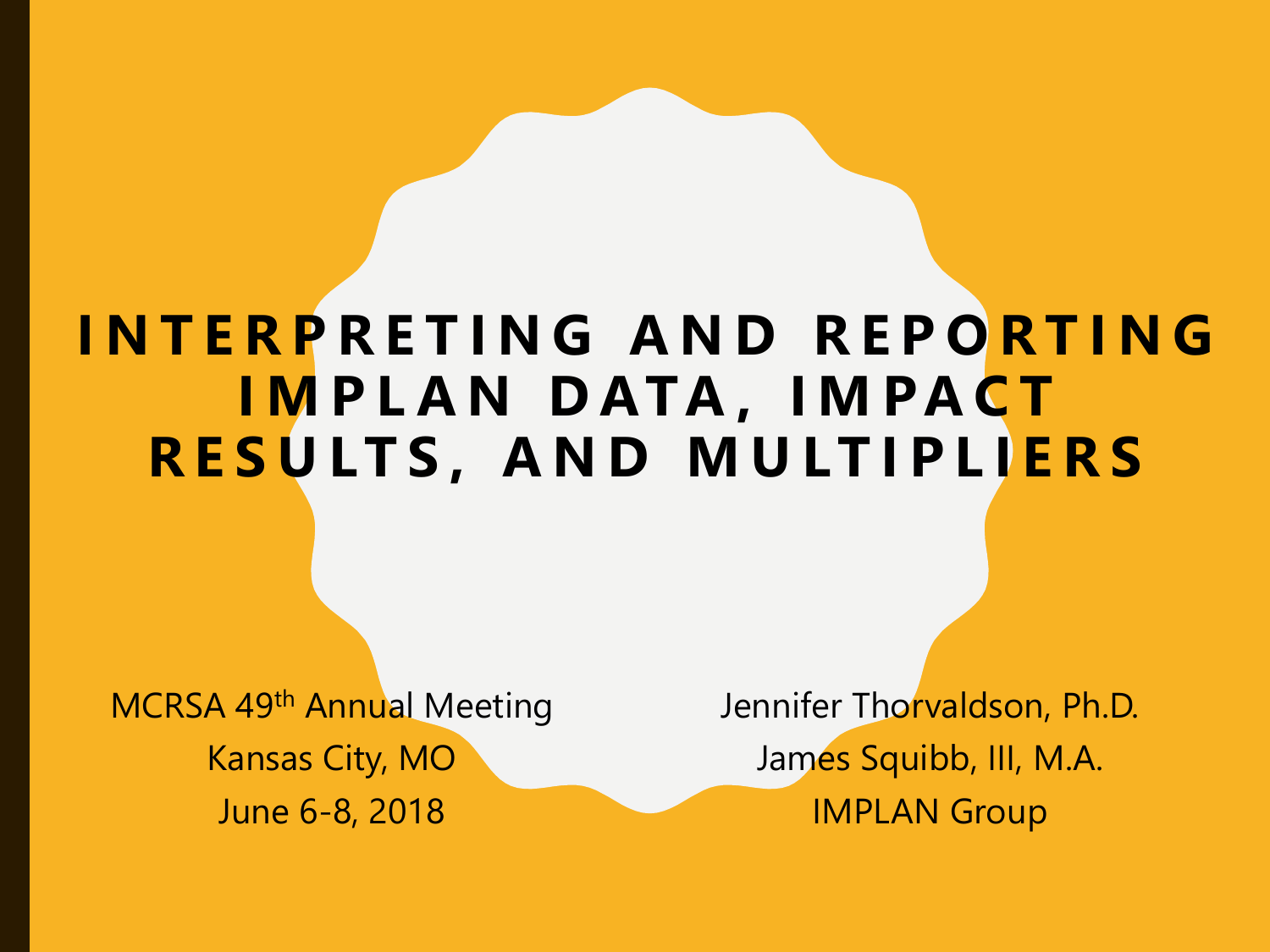# INTERPRETING AND REPORTING IMPLAN DATA, IMPACT RESULTS, AND MULTIPLIERS

MCRSA 49th Annual Meeting
Kansas City, MO
June 6-8, 2018

Jennifer Thorvaldson, Ph.D.
James Squibb, III, M.A.
IMPLAN Group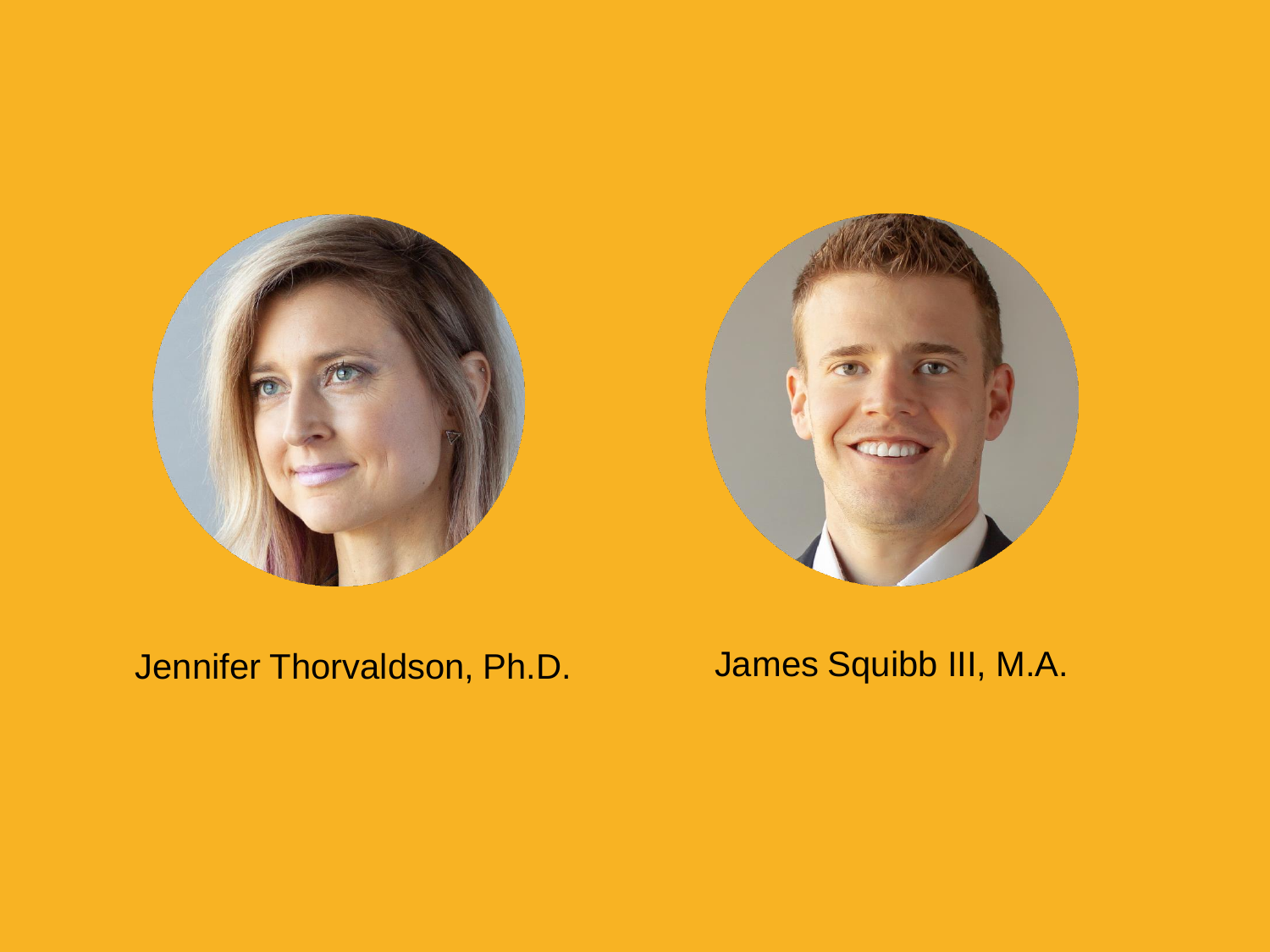Jennifer Thorvaldson, Ph.D.

James Squibb III, M.A.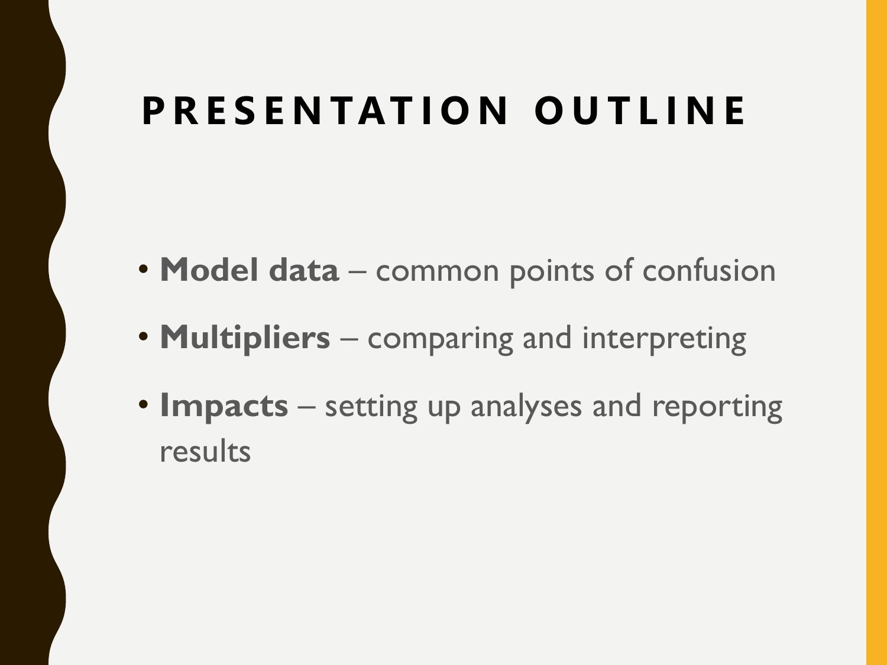# PRESENTATION OUTLINE

- **Model data** – common points of confusion
- **Multipliers** – comparing and interpreting
- **Impacts** – setting up analyses and reporting results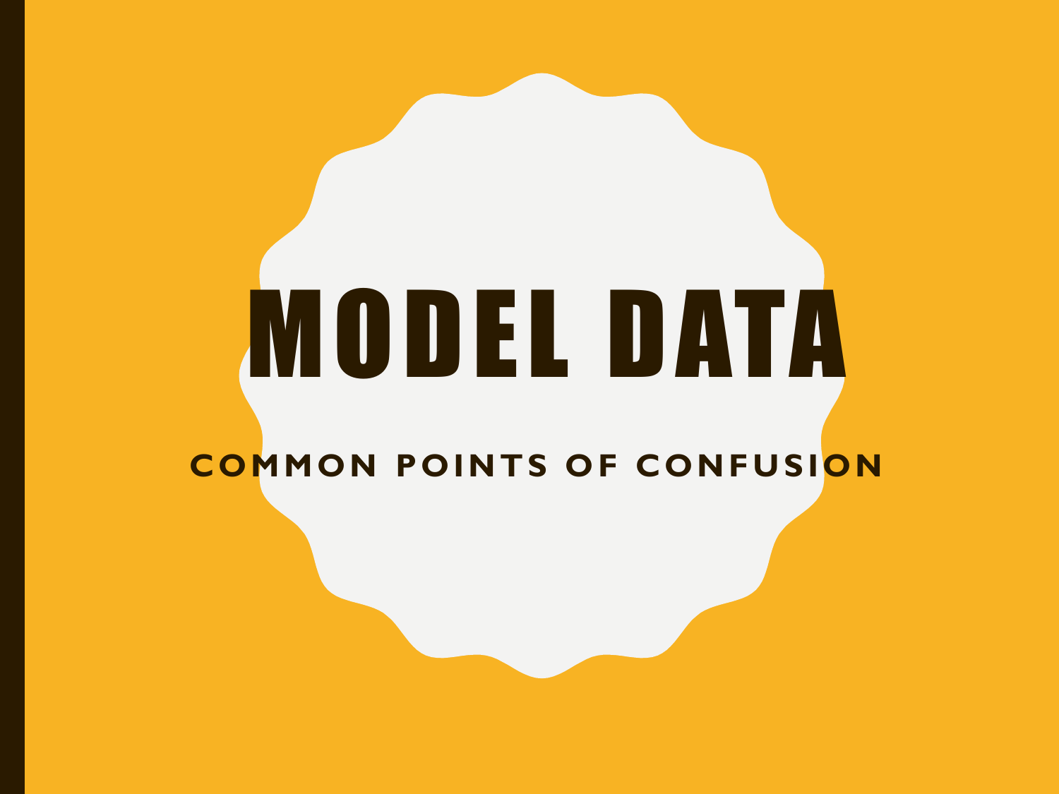# MODEL DATA

## COMMON POINTS OF CONFUSION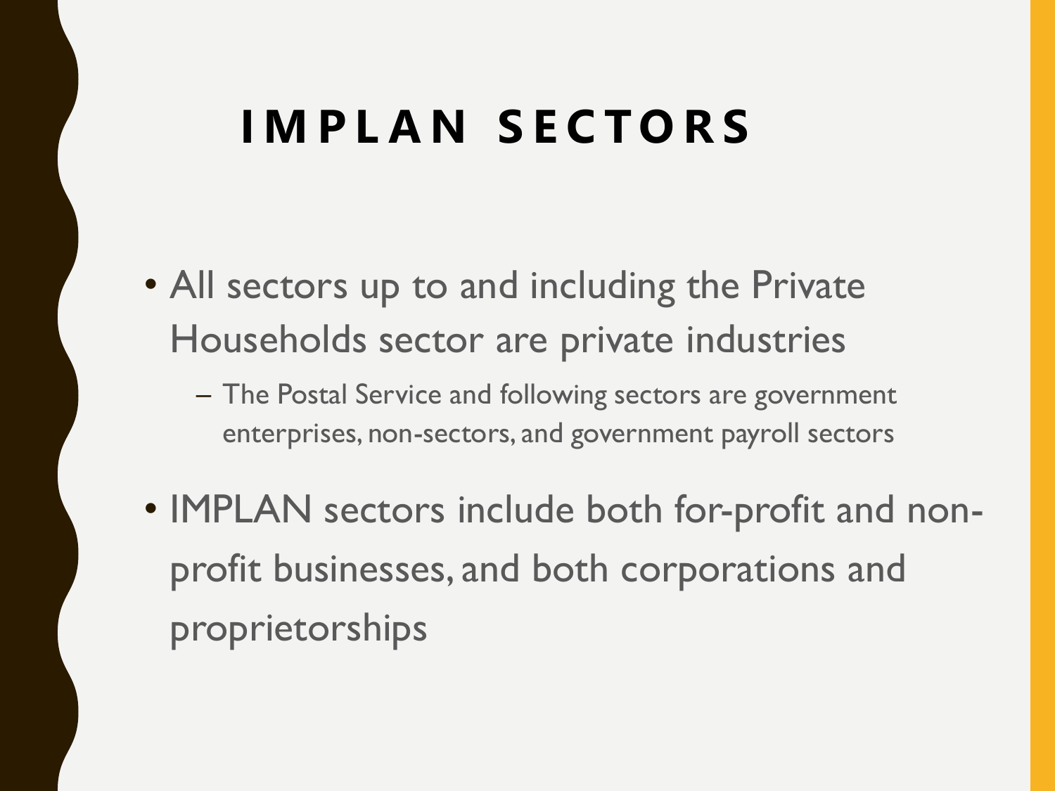# IMPLAN SECTORS

- All sectors up to and including the Private Households sector are private industries
  - The Postal Service and following sectors are government enterprises, non-sectors, and government payroll sectors
- IMPLAN sectors include both for-profit and non-profit businesses, and both corporations and proprietorships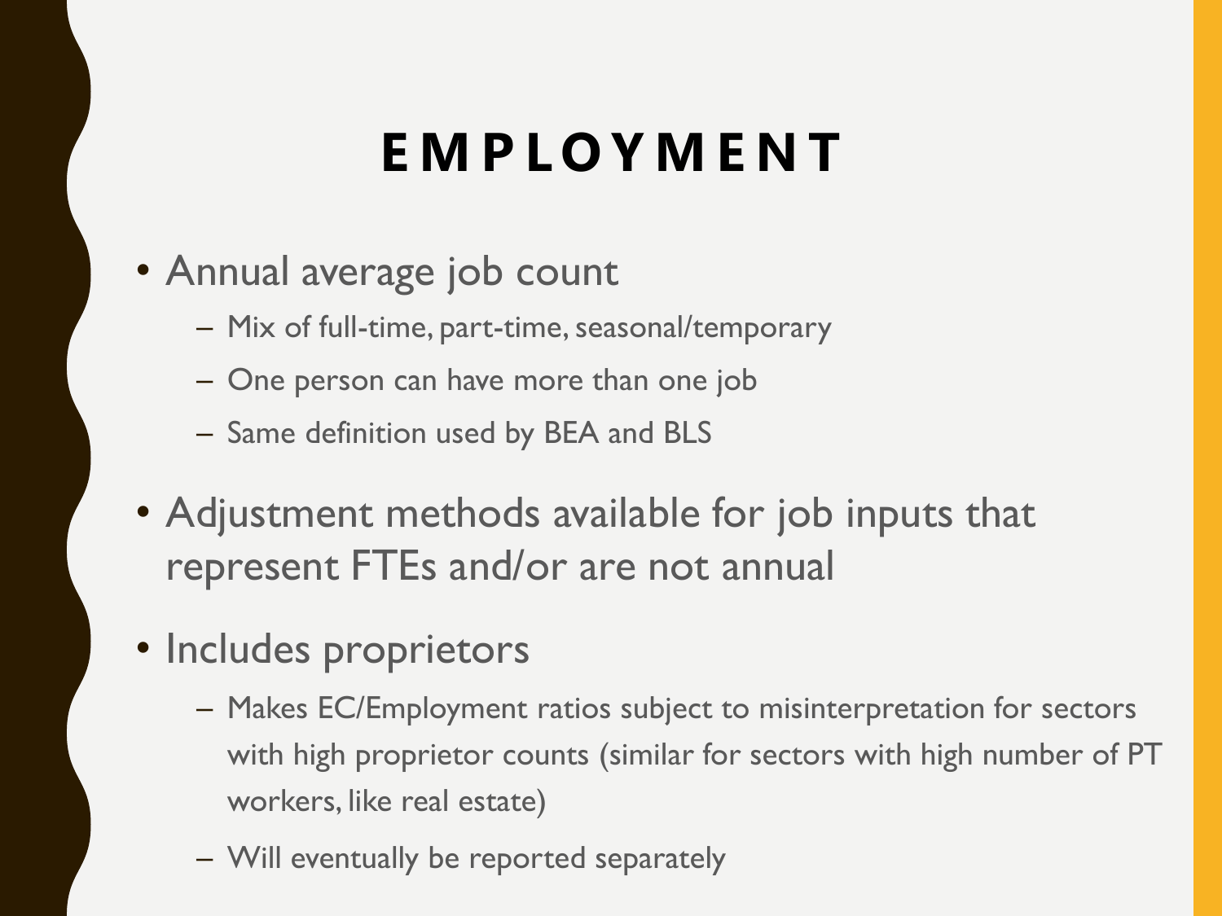# EMPLOYMENT

- Annual average job count
  - Mix of full-time, part-time, seasonal/temporary
  - One person can have more than one job
  - Same definition used by BEA and BLS
- Adjustment methods available for job inputs that represent FTEs and/or are not annual
- Includes proprietors
  - Makes EC/Employment ratios subject to misinterpretation for sectors with high proprietor counts (similar for sectors with high number of PT workers, like real estate)
  - Will eventually be reported separately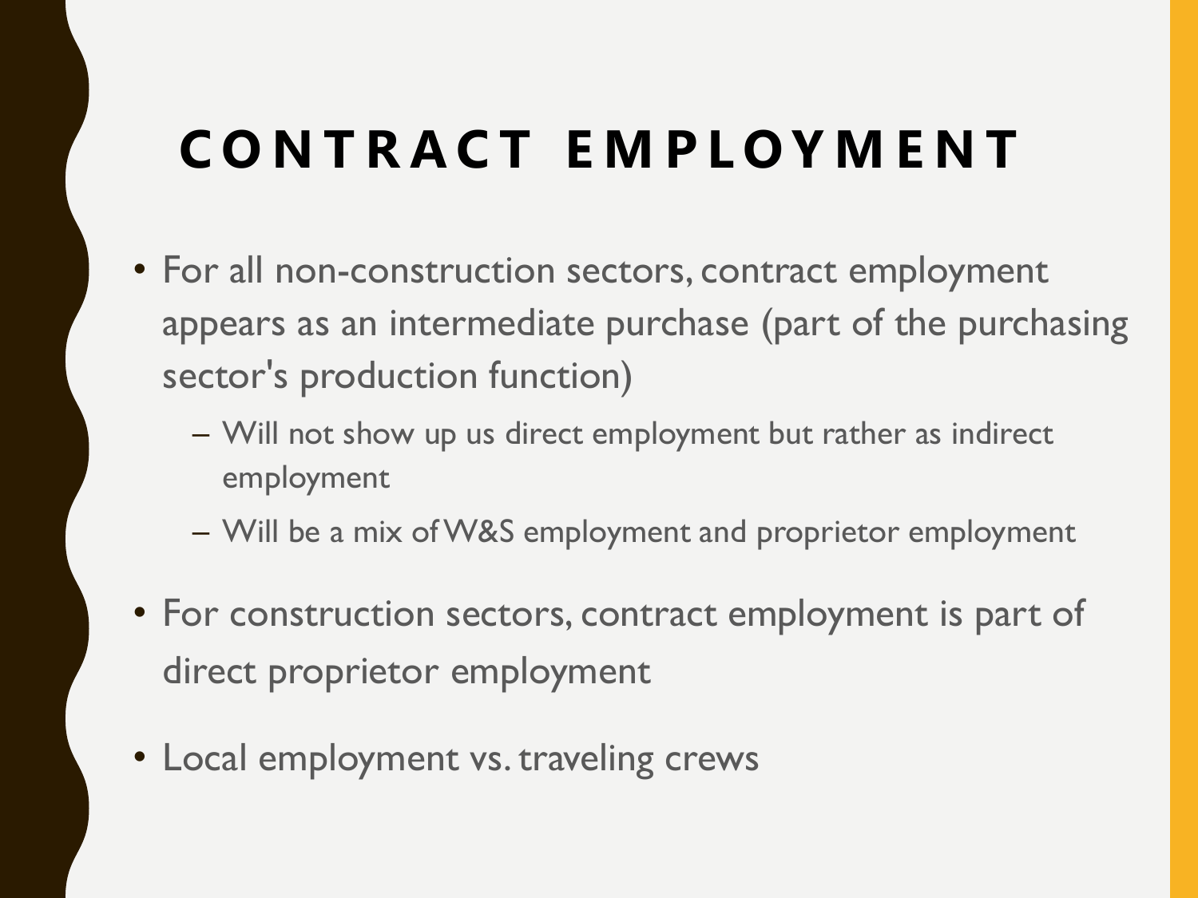# CONTRACT EMPLOYMENT

- For all non-construction sectors, contract employment appears as an intermediate purchase (part of the purchasing sector's production function)
  - Will not show up us direct employment but rather as indirect employment
  - Will be a mix of W&S employment and proprietor employment
- For construction sectors, contract employment is part of direct proprietor employment
- Local employment vs. traveling crews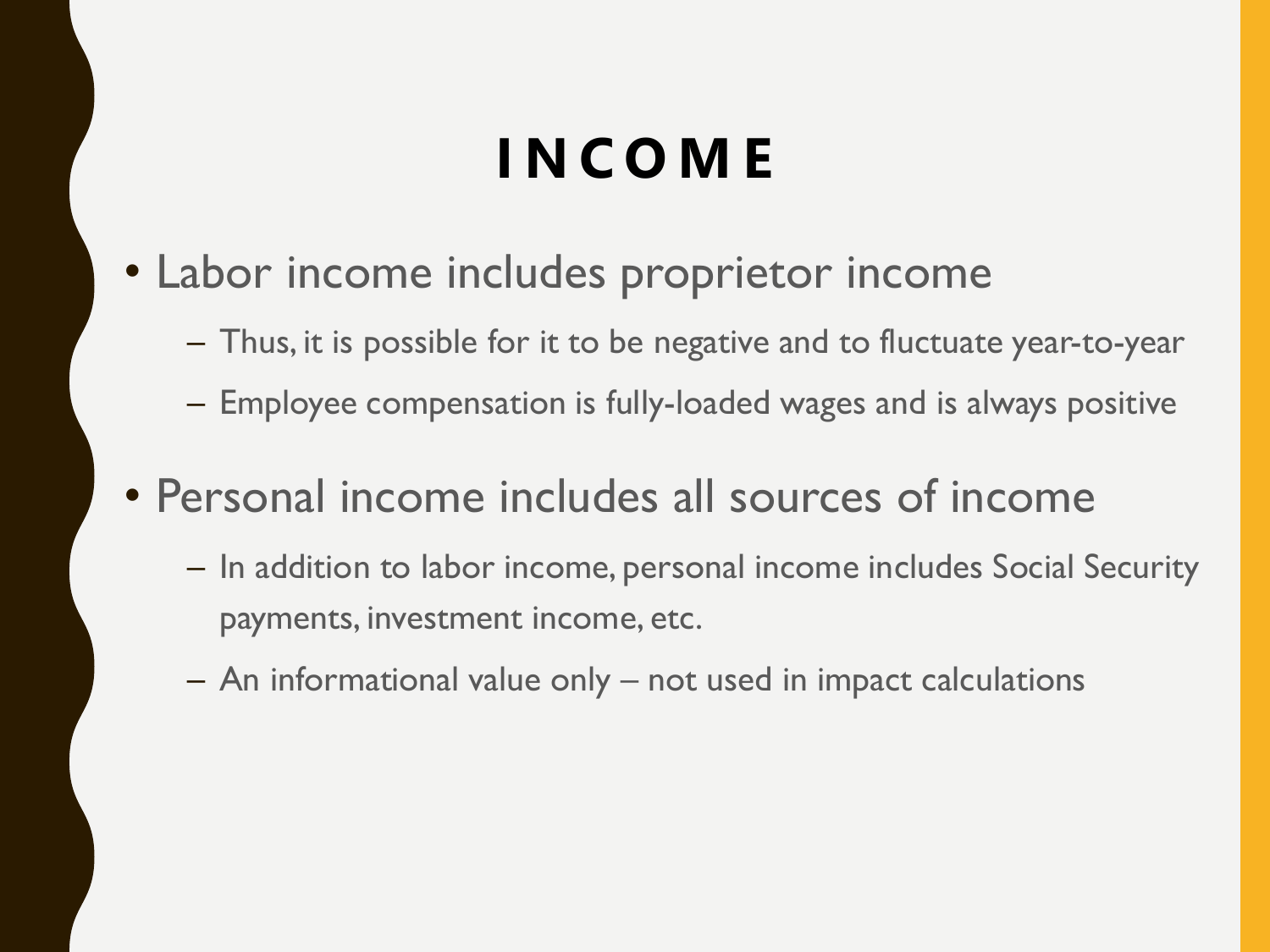# INCOME

- Labor income includes proprietor income
  - Thus, it is possible for it to be negative and to fluctuate year-to-year
  - Employee compensation is fully-loaded wages and is always positive
- Personal income includes all sources of income
  - In addition to labor income, personal income includes Social Security payments, investment income, etc.
  - An informational value only – not used in impact calculations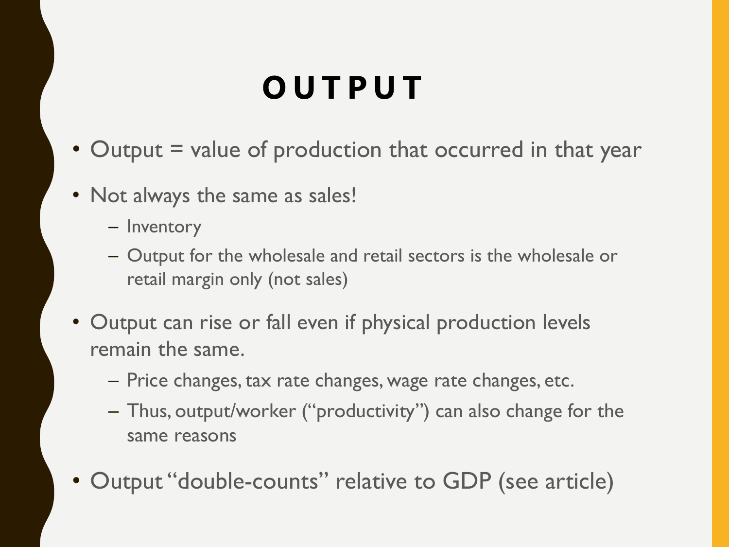# OUTPUT

- Output = value of production that occurred in that year
- Not always the same as sales!
  - Inventory
  - Output for the wholesale and retail sectors is the wholesale or retail margin only (not sales)
- Output can rise or fall even if physical production levels remain the same.
  - Price changes, tax rate changes, wage rate changes, etc.
  - Thus, output/worker ("productivity") can also change for the same reasons
- Output "double-counts" relative to GDP (see article)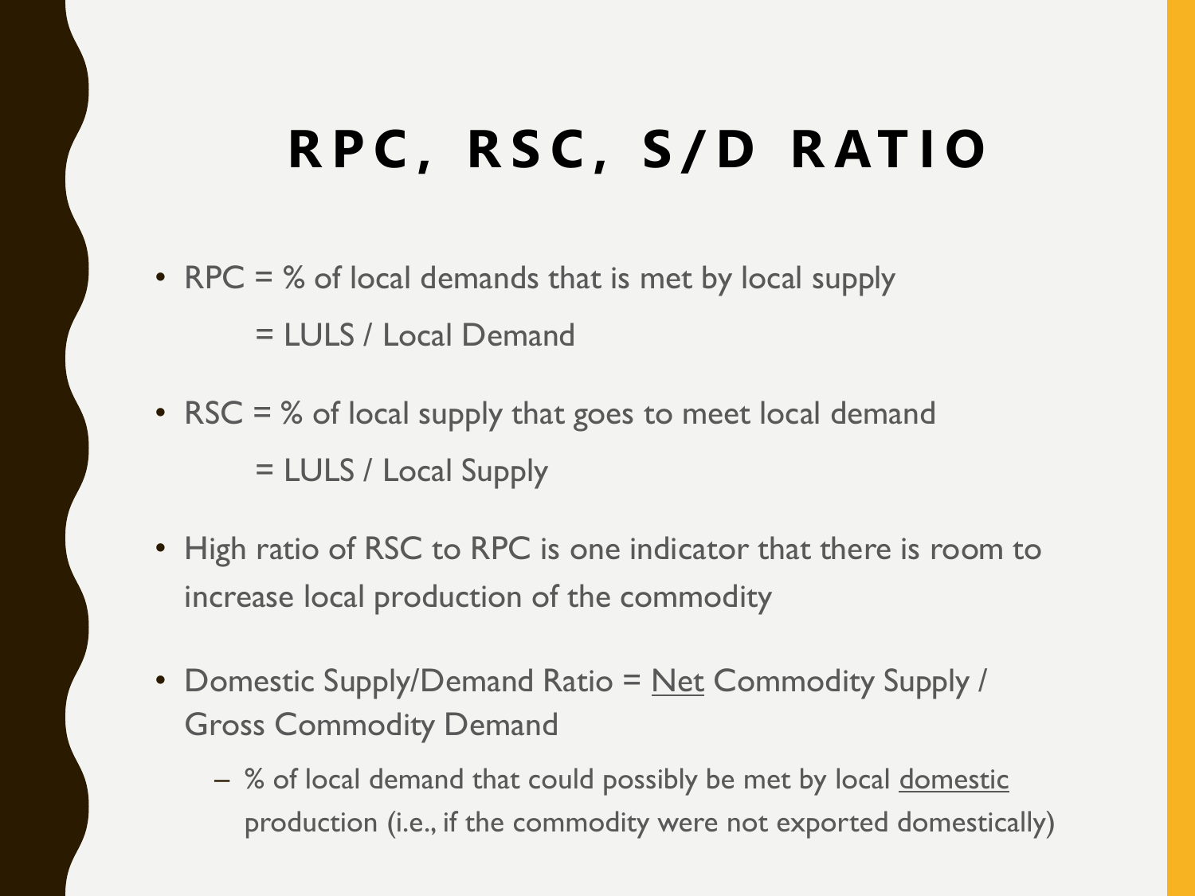# RPC, RSC, S/D RATIO

- RPC = % of local demands that is met by local supply
  
  = LULS / Local Demand

- RSC = % of local supply that goes to meet local demand
  
  = LULS / Local Supply

- High ratio of RSC to RPC is one indicator that there is room to increase local production of the commodity

- Domestic Supply/Demand Ratio = <u>Net</u> Commodity Supply / Gross Commodity Demand
  - % of local demand that could possibly be met by local <u>domestic</u> production (i.e., if the commodity were not exported domestically)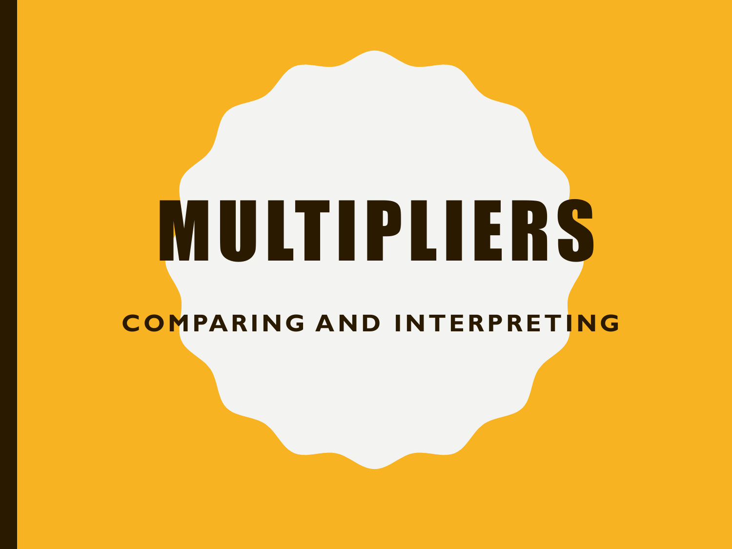# MULTIPLIERS

## COMPARING AND INTERPRETING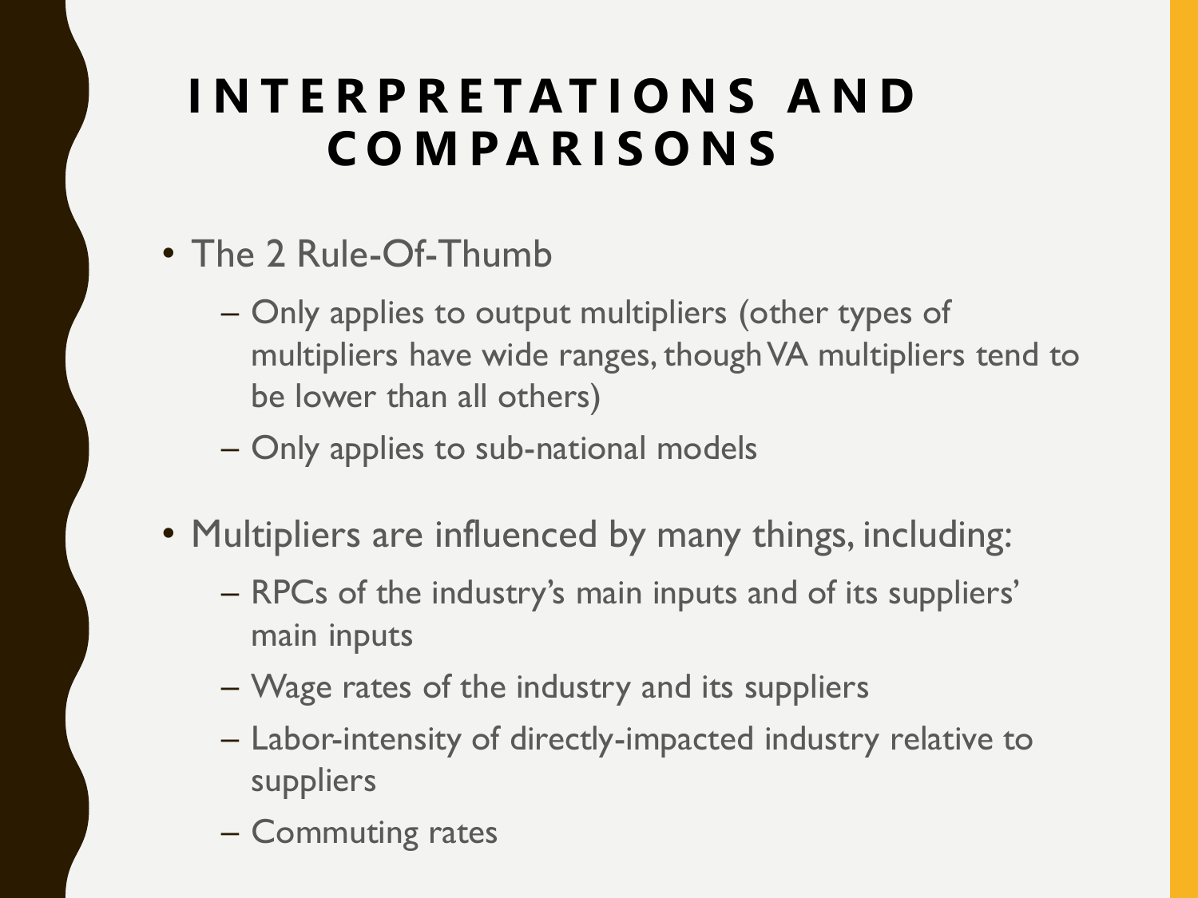# INTERPRETATIONS AND COMPARISONS

- The 2 Rule-Of-Thumb
  - Only applies to output multipliers (other types of multipliers have wide ranges, though VA multipliers tend to be lower than all others)
  - Only applies to sub-national models
- Multipliers are influenced by many things, including:
  - RPCs of the industry's main inputs and of its suppliers' main inputs
  - Wage rates of the industry and its suppliers
  - Labor-intensity of directly-impacted industry relative to suppliers
  - Commuting rates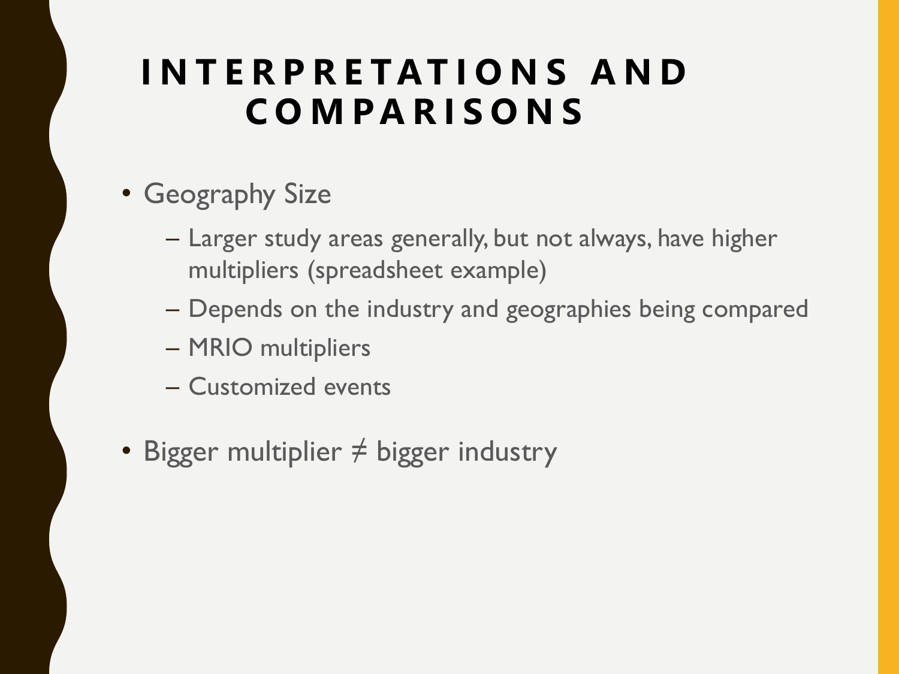# INTERPRETATIONS AND COMPARISONS

- Geography Size
  - Larger study areas generally, but not always, have higher multipliers (spreadsheet example)
  - Depends on the industry and geographies being compared
  - MRIO multipliers
  - Customized events
- Bigger multiplier ≠ bigger industry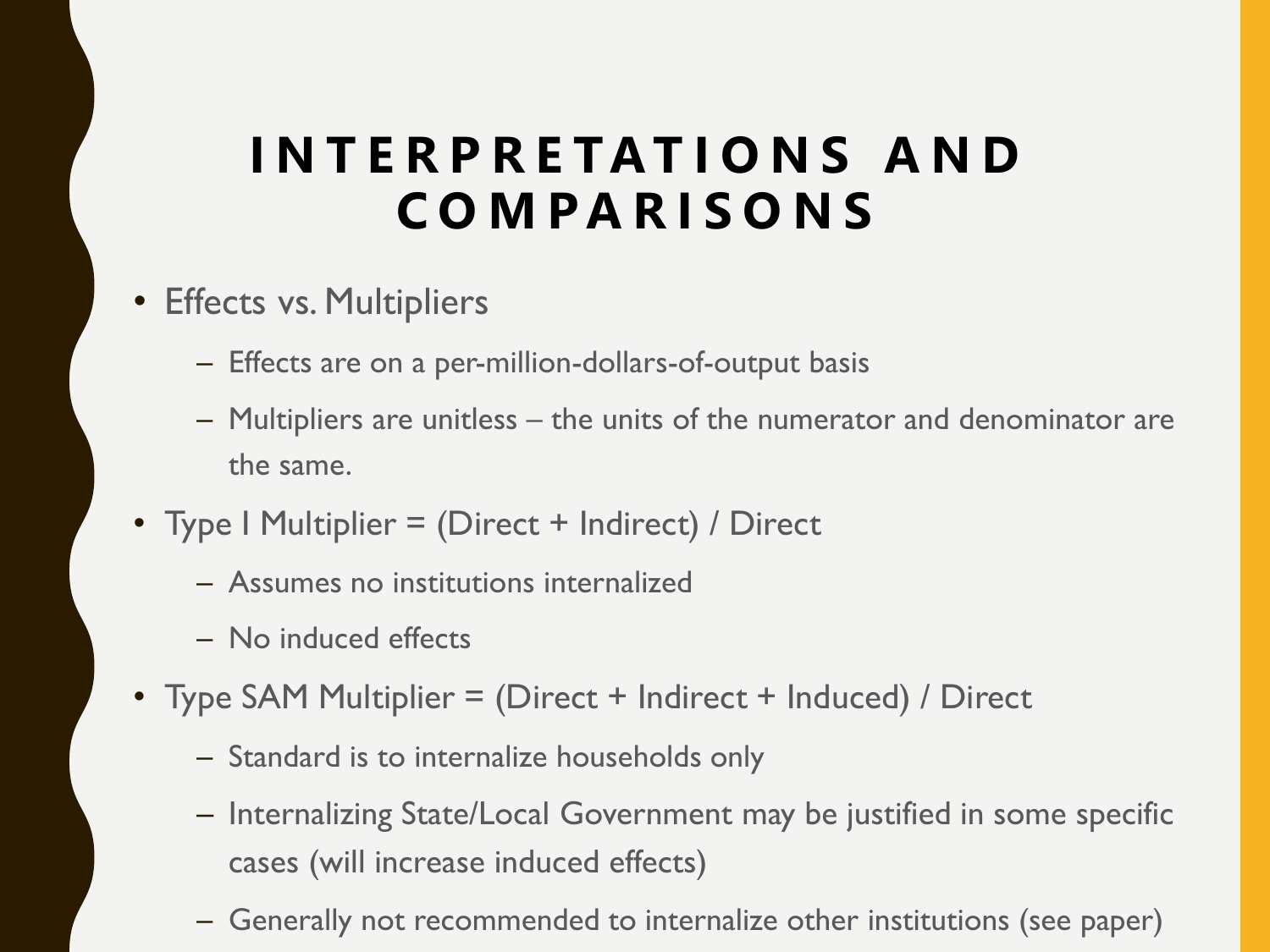# INTERPRETATIONS AND COMPARISONS

- Effects vs. Multipliers
  - Effects are on a per-million-dollars-of-output basis
  - Multipliers are unitless – the units of the numerator and denominator are the same.
- Type I Multiplier = (Direct + Indirect) / Direct
  - Assumes no institutions internalized
  - No induced effects
- Type SAM Multiplier = (Direct + Indirect + Induced) / Direct
  - Standard is to internalize households only
  - Internalizing State/Local Government may be justified in some specific cases (will increase induced effects)
  - Generally not recommended to internalize other institutions (see paper)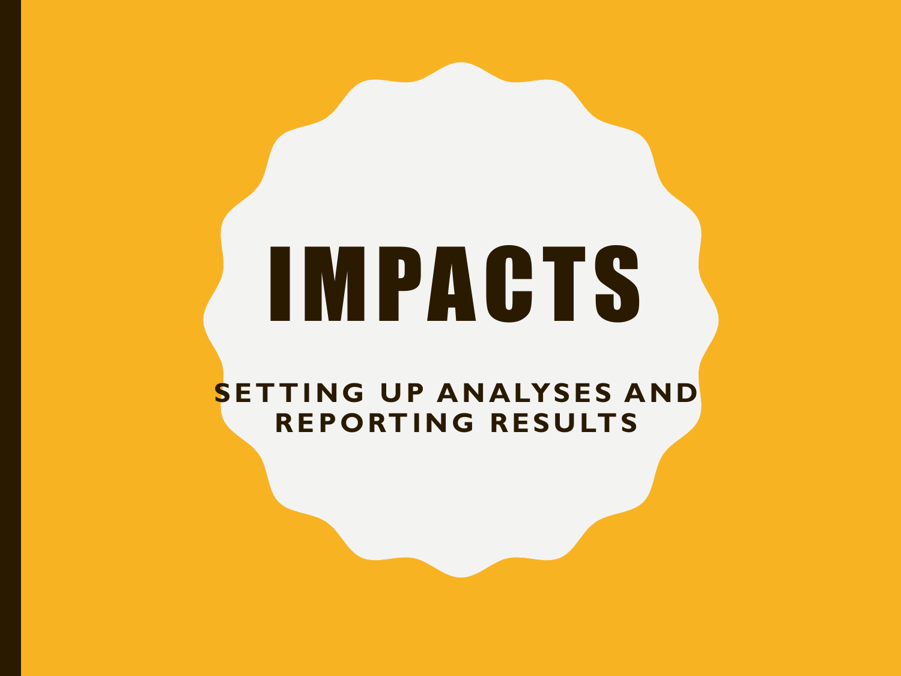# IMPACTS

## SETTING UP ANALYSES AND REPORTING RESULTS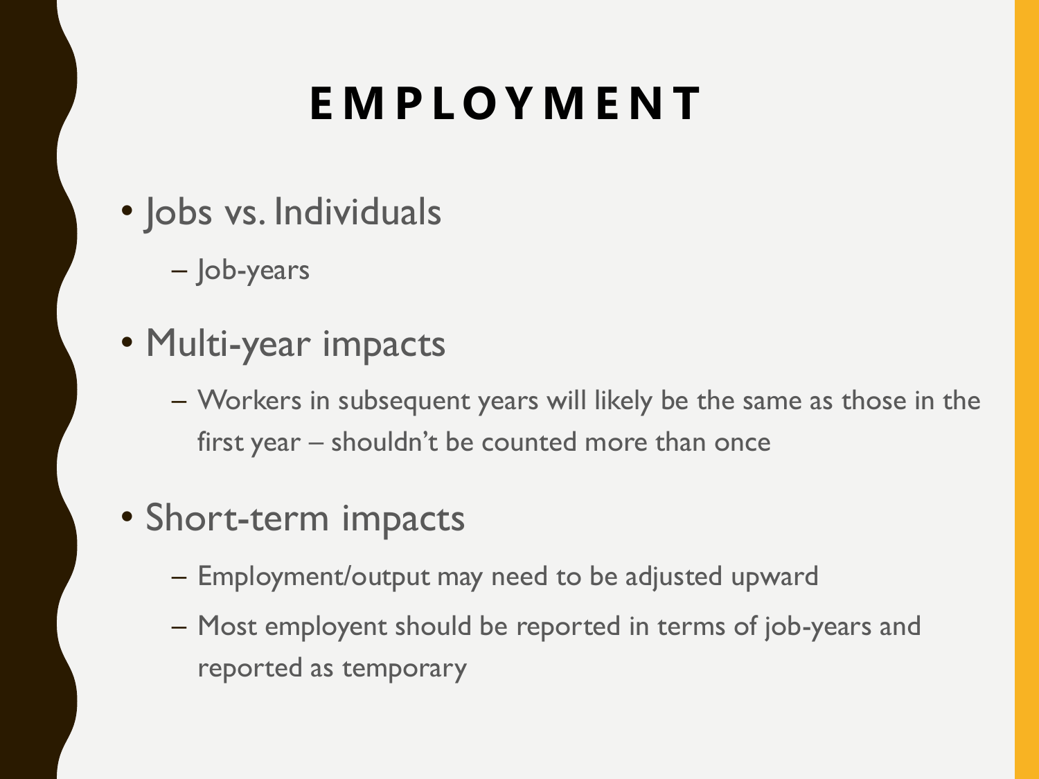# EMPLOYMENT

- Jobs vs. Individuals
  - Job-years
- Multi-year impacts
  - Workers in subsequent years will likely be the same as those in the first year – shouldn't be counted more than once
- Short-term impacts
  - Employment/output may need to be adjusted upward
  - Most employent should be reported in terms of job-years and reported as temporary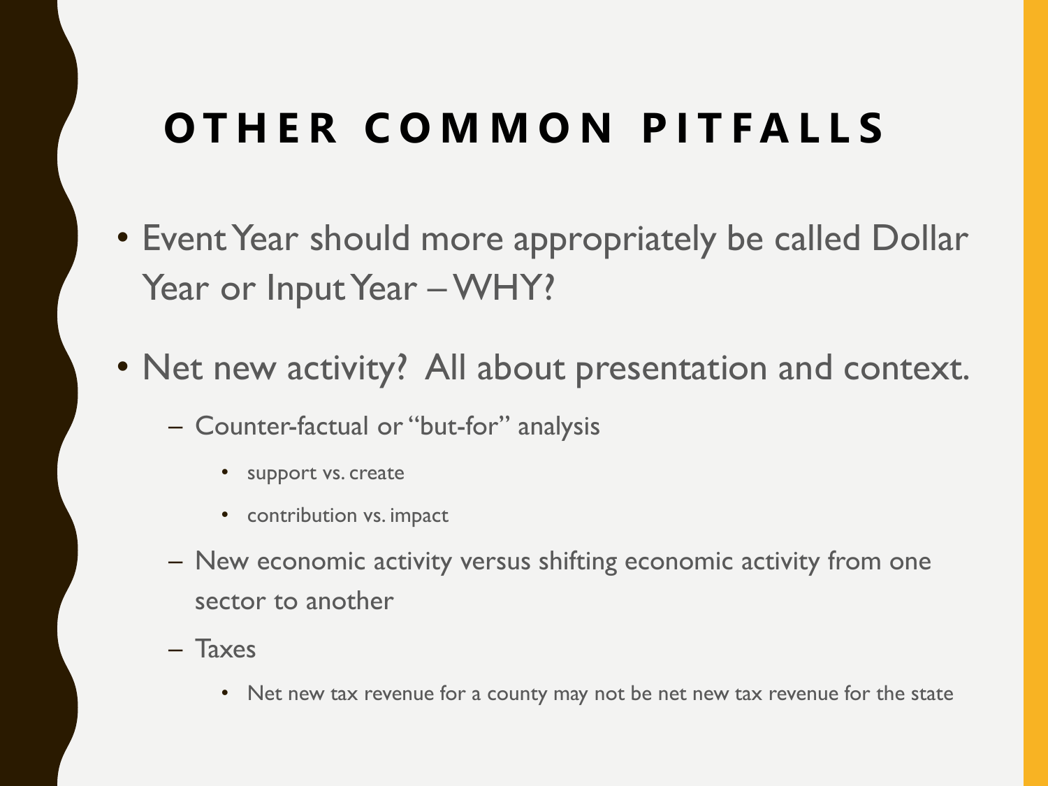# OTHER COMMON PITFALLS

- Event Year should more appropriately be called Dollar Year or Input Year – WHY?
- Net new activity? All about presentation and context.
  - Counter-factual or "but-for" analysis
    - support vs. create
    - contribution vs. impact
  - New economic activity versus shifting economic activity from one sector to another
  - Taxes
    - Net new tax revenue for a county may not be net new tax revenue for the state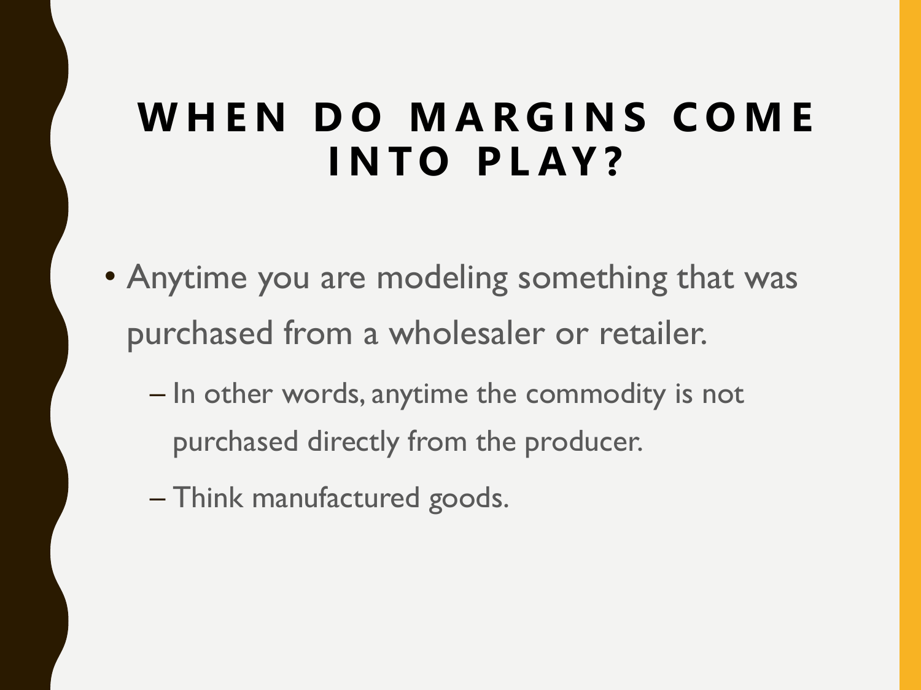# WHEN DO MARGINS COME INTO PLAY?

- Anytime you are modeling something that was purchased from a wholesaler or retailer.
  - In other words, anytime the commodity is not purchased directly from the producer.
  - Think manufactured goods.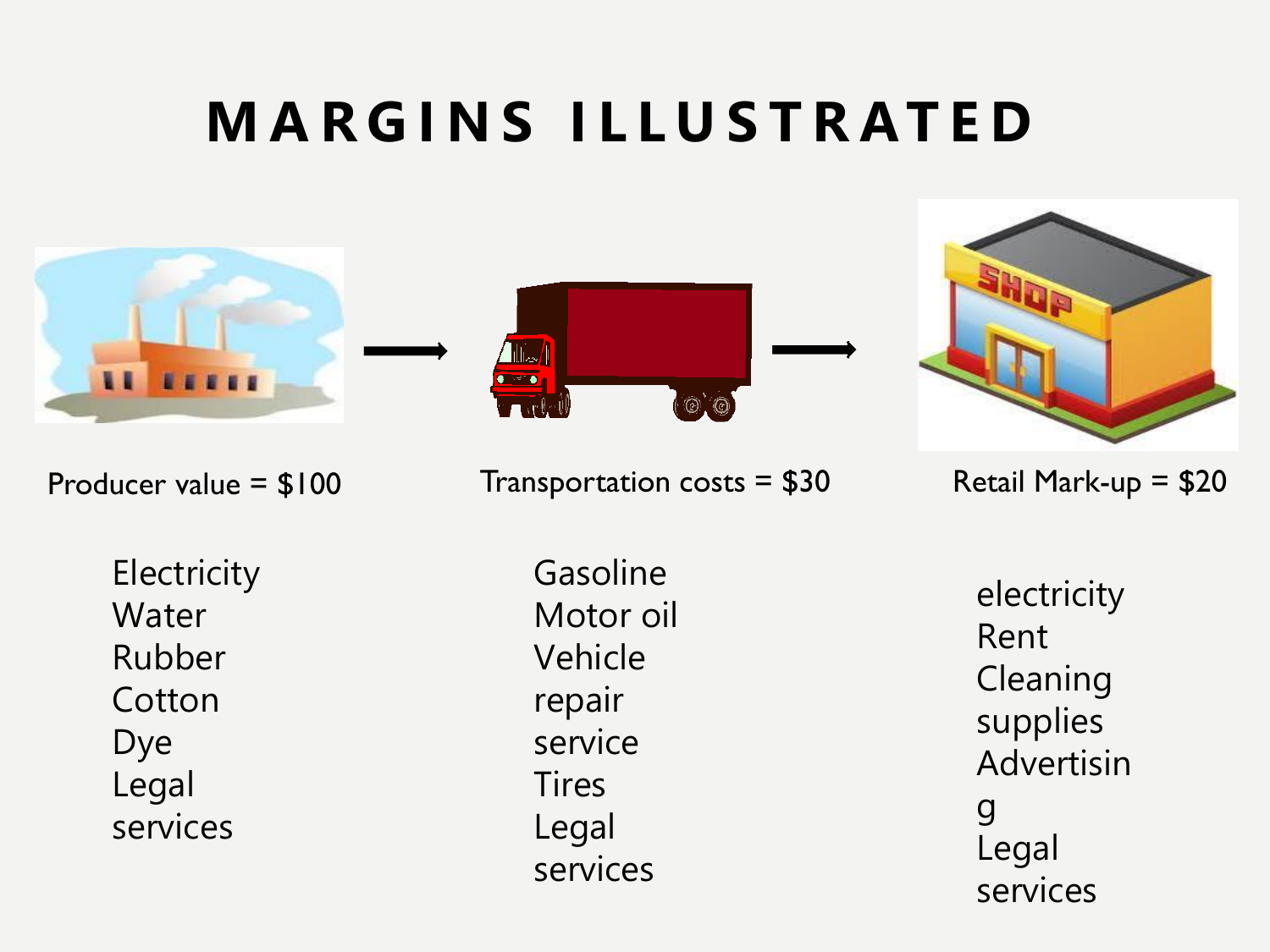# MARGINS ILLUSTRATED

Producer value = $100

Electricity
Water
Rubber
Cotton
Dye
Legal services

Transportation costs = $30

Gasoline
Motor oil
Vehicle repair service
Tires
Legal services

Retail Mark-up = $20

electricity
Rent
Cleaning supplies
Advertising
Legal services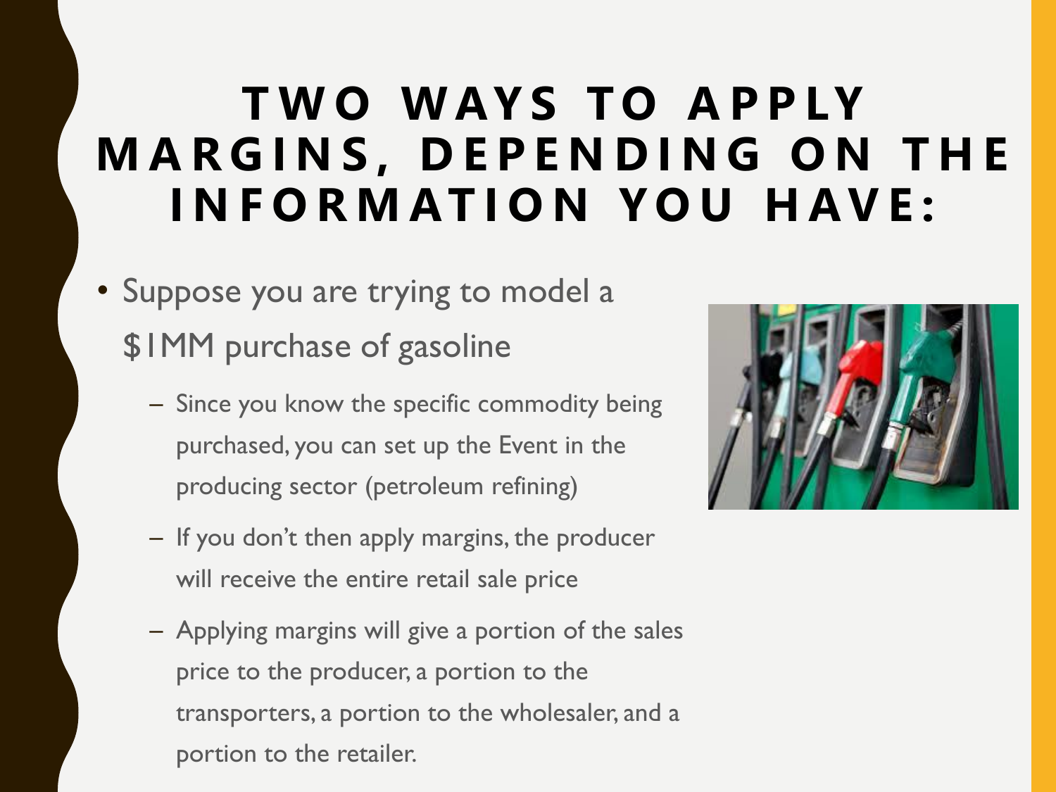# TWO WAYS TO APPLY MARGINS, DEPENDING ON THE INFORMATION YOU HAVE:

- Suppose you are trying to model a $1MM purchase of gasoline
  - Since you know the specific commodity being purchased, you can set up the Event in the producing sector (petroleum refining)
  - If you don't then apply margins, the producer will receive the entire retail sale price
  - Applying margins will give a portion of the sales price to the producer, a portion to the transporters, a portion to the wholesaler, and a portion to the retailer.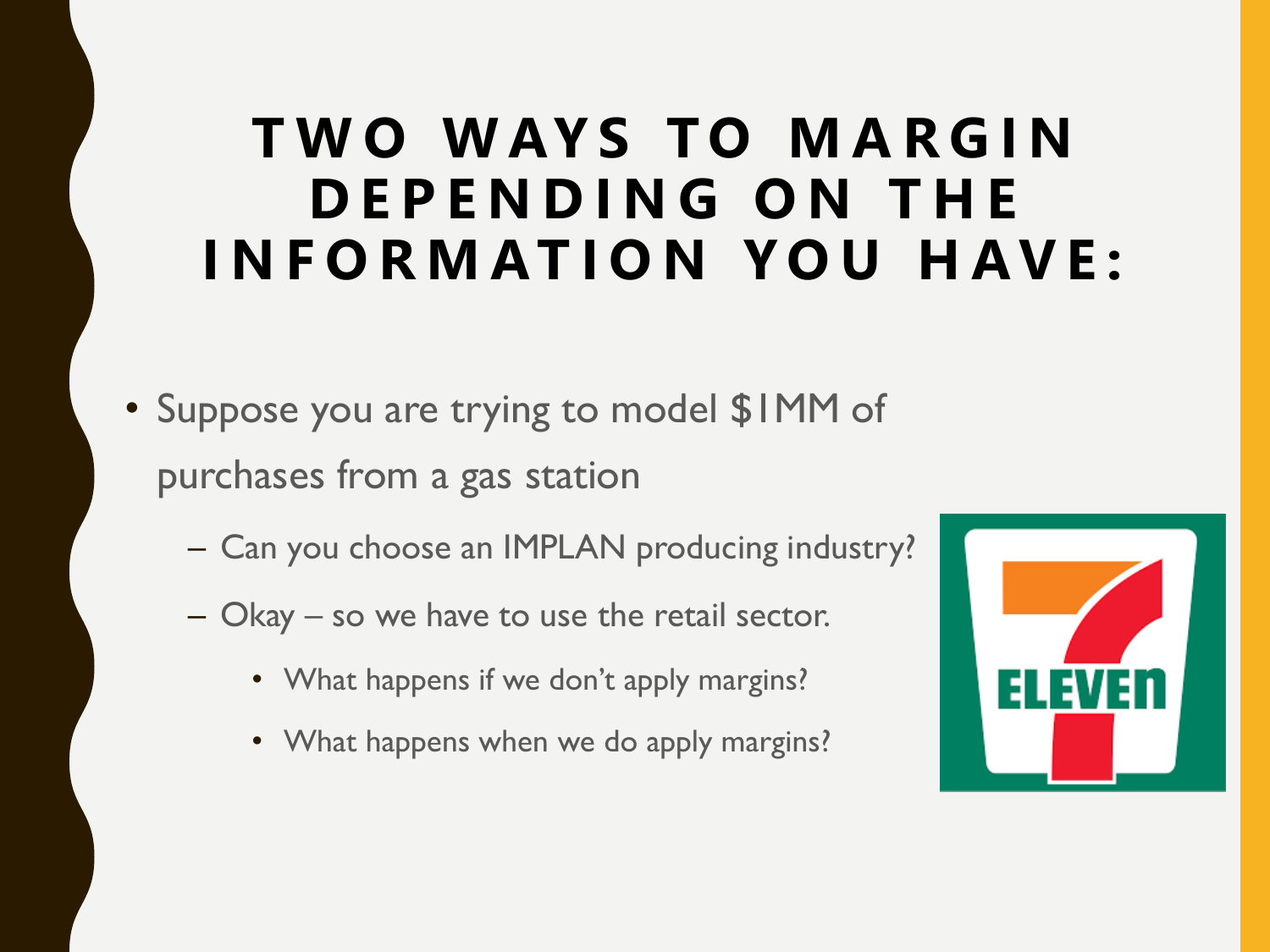# TWO WAYS TO MARGIN DEPENDING ON THE INFORMATION YOU HAVE:

- Suppose you are trying to model $1MM of purchases from a gas station
  - Can you choose an IMPLAN producing industry?
  - Okay – so we have to use the retail sector.
    - What happens if we don't apply margins?
    - What happens when we do apply margins?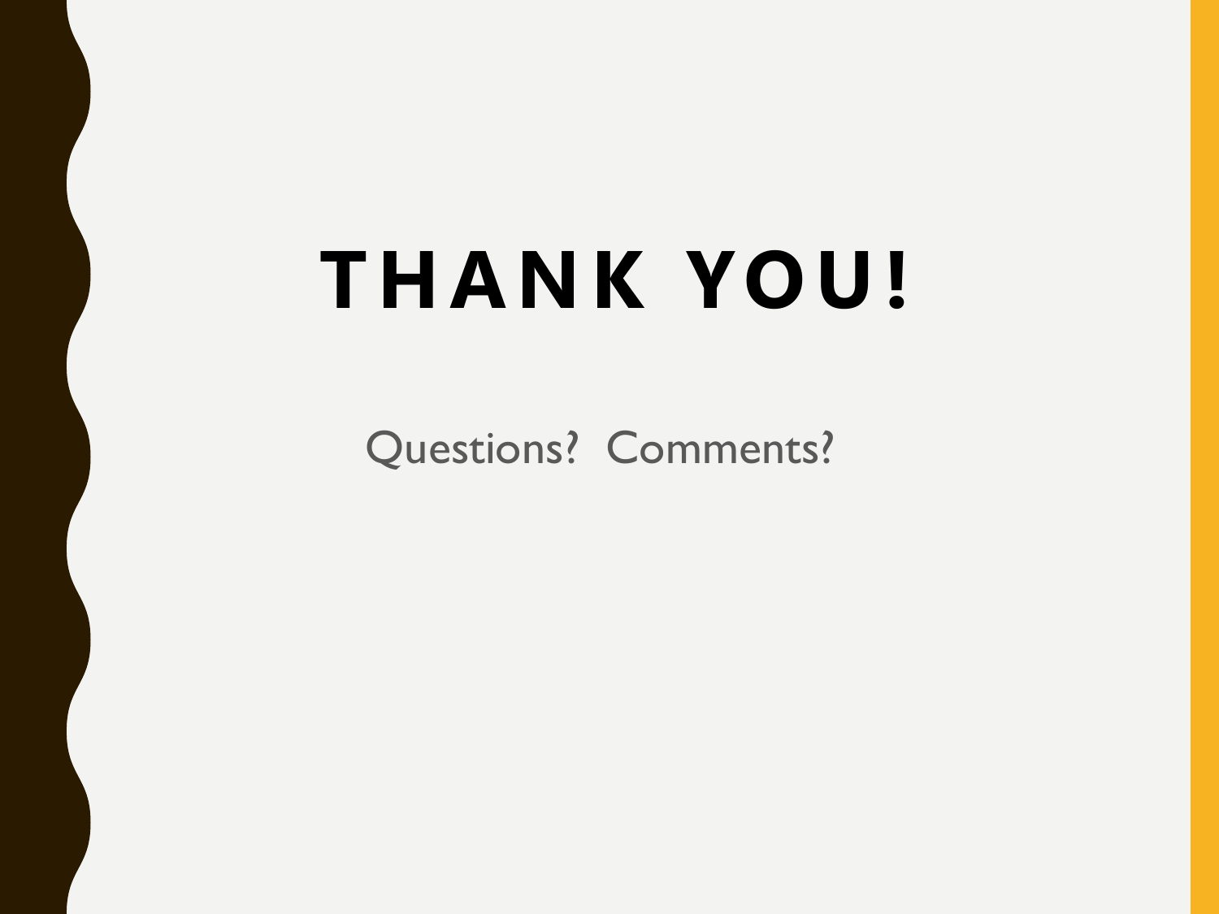# THANK YOU!

Questions? Comments?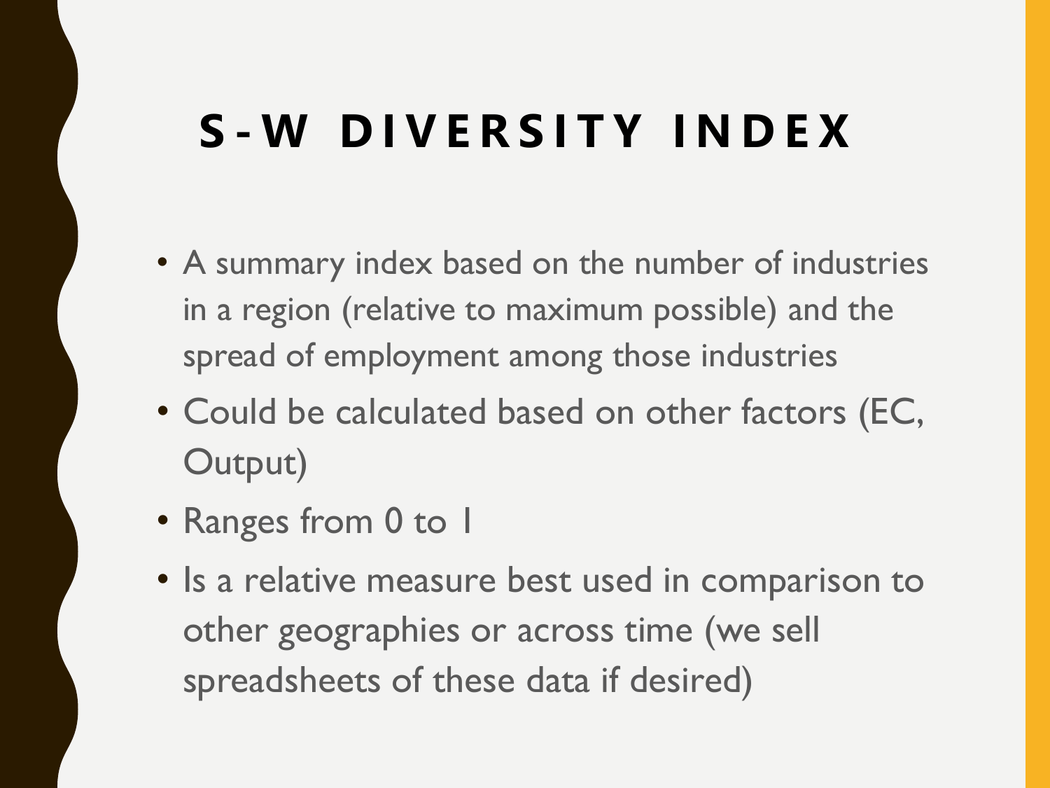# S-W DIVERSITY INDEX

- A summary index based on the number of industries in a region (relative to maximum possible) and the spread of employment among those industries
- Could be calculated based on other factors (EC, Output)
- Ranges from 0 to 1
- Is a relative measure best used in comparison to other geographies or across time (we sell spreadsheets of these data if desired)